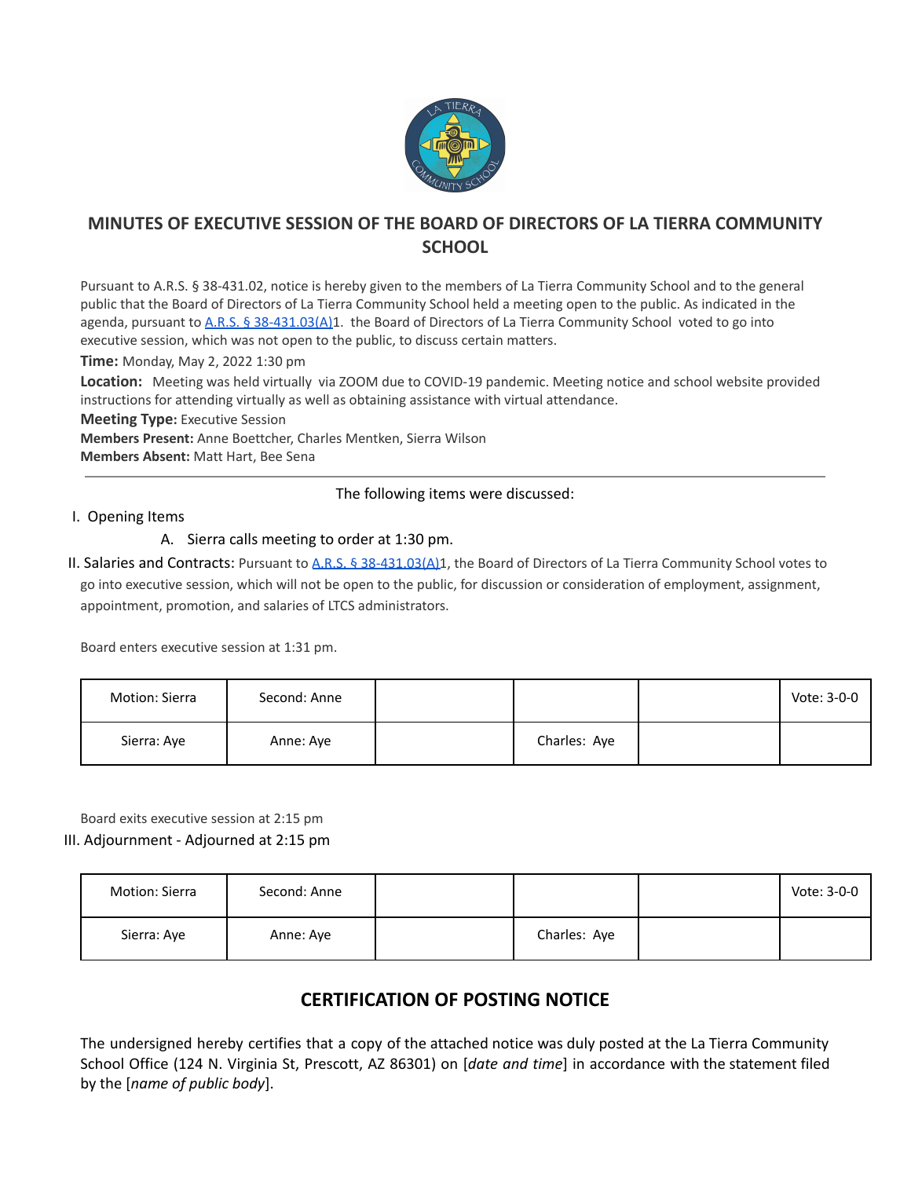# MINUTES OF EXECUTIVE SESSION OF THE BOARD OF DIRECTORS OF LA TIERRA COMMUNITY SCHOOL

Pursuant to A.R.S. § 38-431.02, notice is hereby given to the members of La Tierra Community School and to the general public that the Board of Directors of La Tierra Community School held a meeting open to the public. As indicated in the agenda, pursuant to A.R.S. § 38-431.03(A)1. the Board of Directors of La Tierra Community School voted to go into executive session, which was not open to the public, to discuss certain matters.

**Time:** Monday, May 2, 2022 1:30 pm

**Location:** Meeting was held virtually via ZOOM due to COVID-19 pandemic. Meeting notice and school website provided instructions for attending virtually as well as obtaining assistance with virtual attendance.

**Meeting Type:** Executive Session

**Members Present:** Anne Boettcher, Charles Mentken, Sierra Wilson

**Members Absent:** Matt Hart, Bee Sena

---

The following items were discussed:

I. Opening Items

   A. Sierra calls meeting to order at 1:30 pm.

II. Salaries and Contracts: Pursuant to A.R.S. § 38-431.03(A)1, the Board of Directors of La Tierra Community School votes to go into executive session, which will not be open to the public, for discussion or consideration of employment, assignment, appointment, promotion, and salaries of LTCS administrators.

Board enters executive session at 1:31 pm.

| Motion: Sierra | Second: Anne | | | | Vote: 3-0-0 |
|---|---|---|---|---|---|
| Sierra: Aye | Anne: Aye | | Charles: Aye | | |

Board exits executive session at 2:15 pm

III. Adjournment - Adjourned at 2:15 pm

| Motion: Sierra | Second: Anne | | | | Vote: 3-0-0 |
|---|---|---|---|---|---|
| Sierra: Aye | Anne: Aye | | Charles: Aye | | |

## CERTIFICATION OF POSTING NOTICE

The undersigned hereby certifies that a copy of the attached notice was duly posted at the La Tierra Community School Office (124 N. Virginia St, Prescott, AZ 86301) on [*date and time*] in accordance with the statement filed by the [*name of public body*].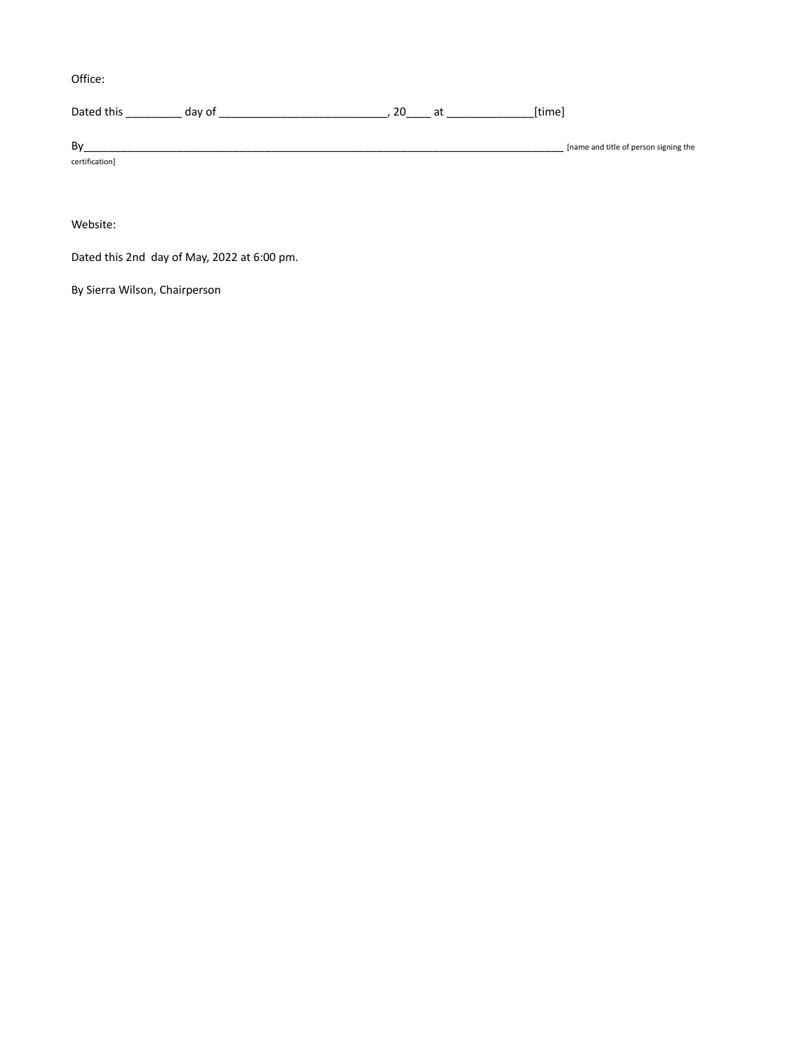Office:

Dated this _________ day of ___________________________, 20____ at ______________[time]

By_________________________________________________________________________________ [name and title of person signing the certification]

Website:

Dated this 2nd  day of May, 2022 at 6:00 pm.

By Sierra Wilson, Chairperson